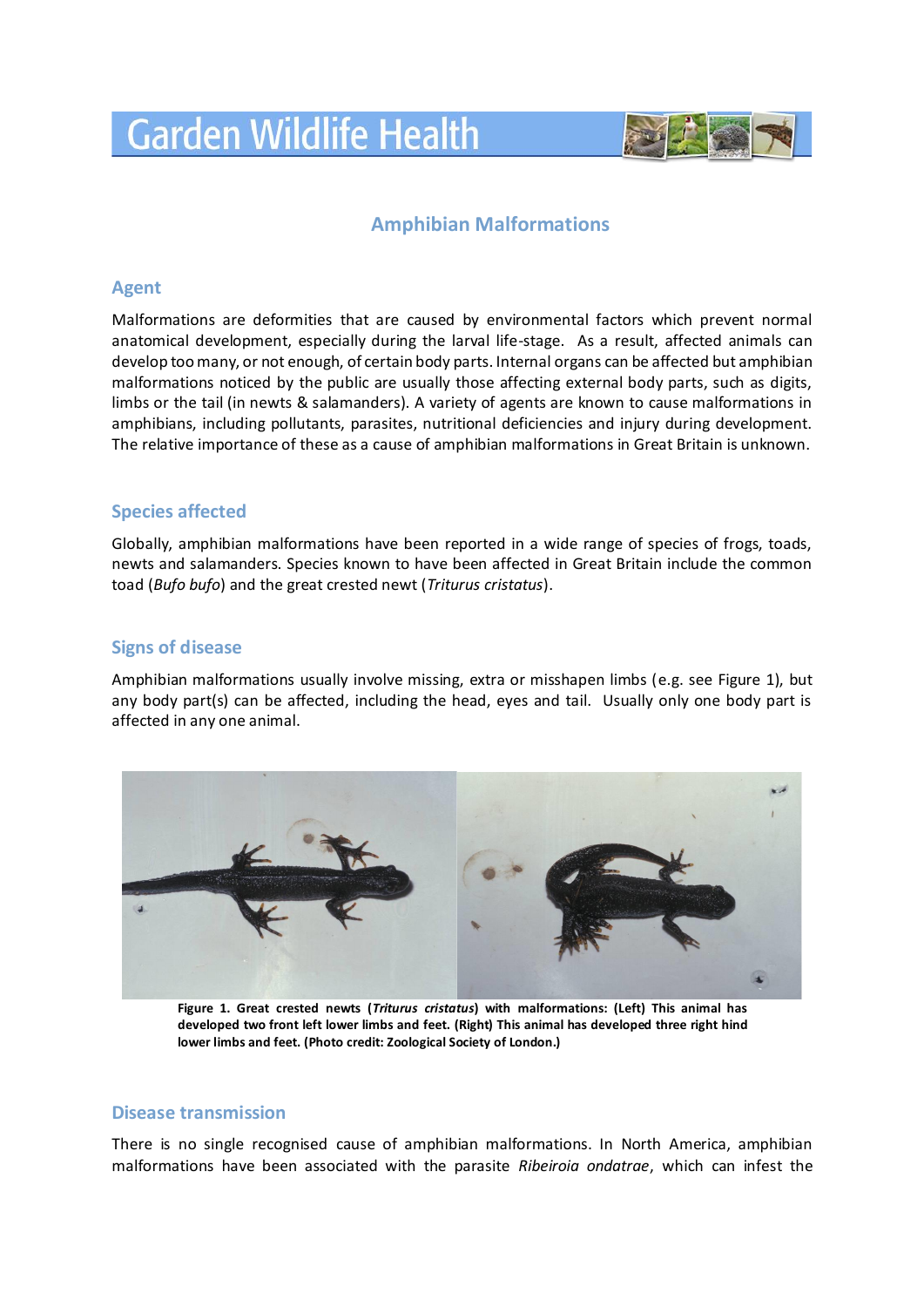# Garden Wildlife Health

## Amphibian Malformations

### Agent

Malformations are deformities that are caused by environmental factors which prevent normal anatomical development, especially during the larval life-stage. As a result, affected animals can develop too many, or not enough, of certain body parts. Internal organs can be affected but amphibian malformations noticed by the public are usually those affecting external body parts, such as digits, limbs or the tail (in newts & salamanders). A variety of agents are known to cause malformations in amphibians, including pollutants, parasites, nutritional deficiencies and injury during development. The relative importance of these as a cause of amphibian malformations in Great Britain is unknown.

### Species affected

Globally, amphibian malformations have been reported in a wide range of species of frogs, toads, newts and salamanders. Species known to have been affected in Great Britain include the common toad (*Bufo bufo*) and the great crested newt (*Triturus cristatus*).

### Signs of disease

Amphibian malformations usually involve missing, extra or misshapen limbs (e.g. see Figure 1), but any body part(s) can be affected, including the head, eyes and tail. Usually only one body part is affected in any one animal.

**Figure 1. Great crested newts (*Triturus cristatus*) with malformations: (Left) This animal has developed two front left lower limbs and feet. (Right) This animal has developed three right hind lower limbs and feet. (Photo credit: Zoological Society of London.)**

### Disease transmission

There is no single recognised cause of amphibian malformations. In North America, amphibian malformations have been associated with the parasite *Ribeiroia ondatrae*, which can infest the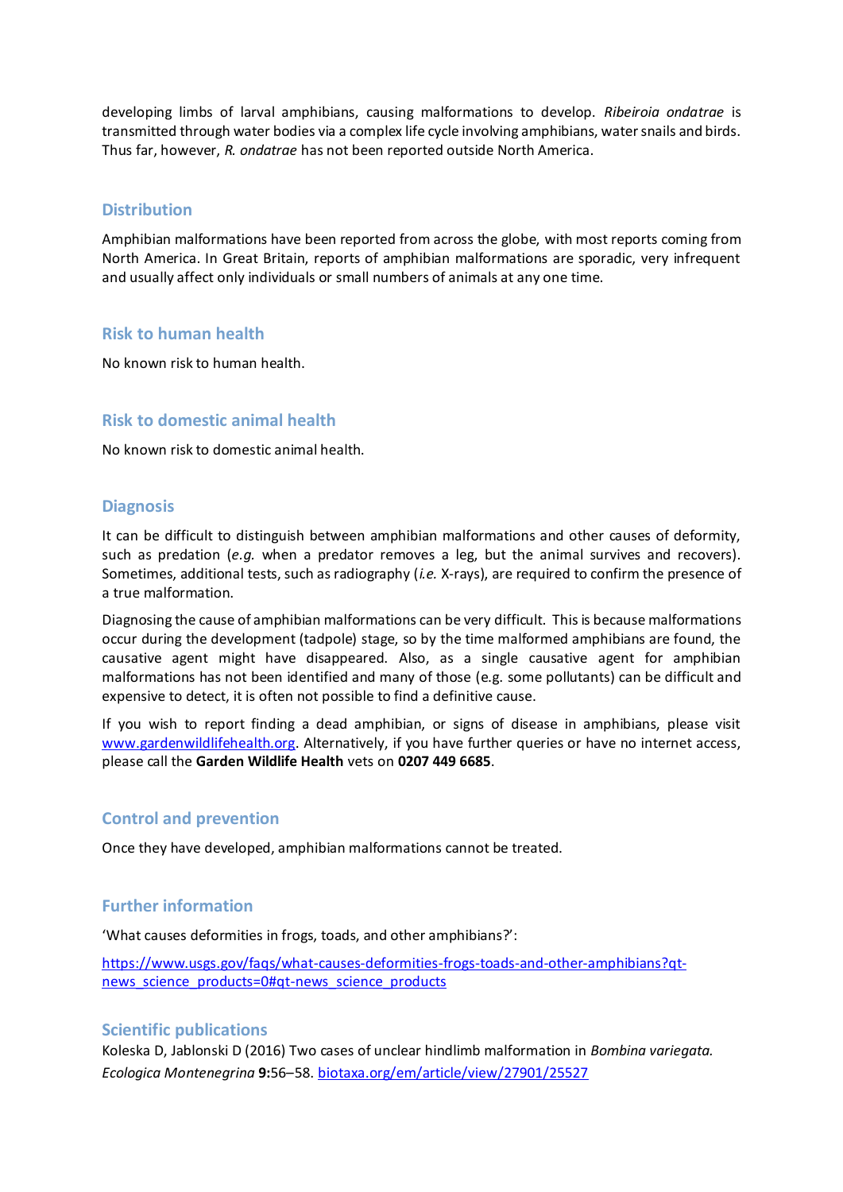developing limbs of larval amphibians, causing malformations to develop. *Ribeiroia ondatrae* is transmitted through water bodies via a complex life cycle involving amphibians, water snails and birds. Thus far, however, *R. ondatrae* has not been reported outside North America.

## Distribution

Amphibian malformations have been reported from across the globe, with most reports coming from North America. In Great Britain, reports of amphibian malformations are sporadic, very infrequent and usually affect only individuals or small numbers of animals at any one time.

## Risk to human health

No known risk to human health.

## Risk to domestic animal health

No known risk to domestic animal health.

## Diagnosis

It can be difficult to distinguish between amphibian malformations and other causes of deformity, such as predation (*e.g.* when a predator removes a leg, but the animal survives and recovers). Sometimes, additional tests, such as radiography (*i.e.* X-rays), are required to confirm the presence of a true malformation.

Diagnosing the cause of amphibian malformations can be very difficult. This is because malformations occur during the development (tadpole) stage, so by the time malformed amphibians are found, the causative agent might have disappeared. Also, as a single causative agent for amphibian malformations has not been identified and many of those (e.g. some pollutants) can be difficult and expensive to detect, it is often not possible to find a definitive cause.

If you wish to report finding a dead amphibian, or signs of disease in amphibians, please visit www.gardenwildlifehealth.org. Alternatively, if you have further queries or have no internet access, please call the **Garden Wildlife Health** vets on **0207 449 6685**.

## Control and prevention

Once they have developed, amphibian malformations cannot be treated.

## Further information

'What causes deformities in frogs, toads, and other amphibians?':

https://www.usgs.gov/faqs/what-causes-deformities-frogs-toads-and-other-amphibians?qt-news_science_products=0#qt-news_science_products

## Scientific publications

Koleska D, Jablonski D (2016) Two cases of unclear hindlimb malformation in *Bombina variegata. Ecologica Montenegrina* **9:**56–58. biotaxa.org/em/article/view/27901/25527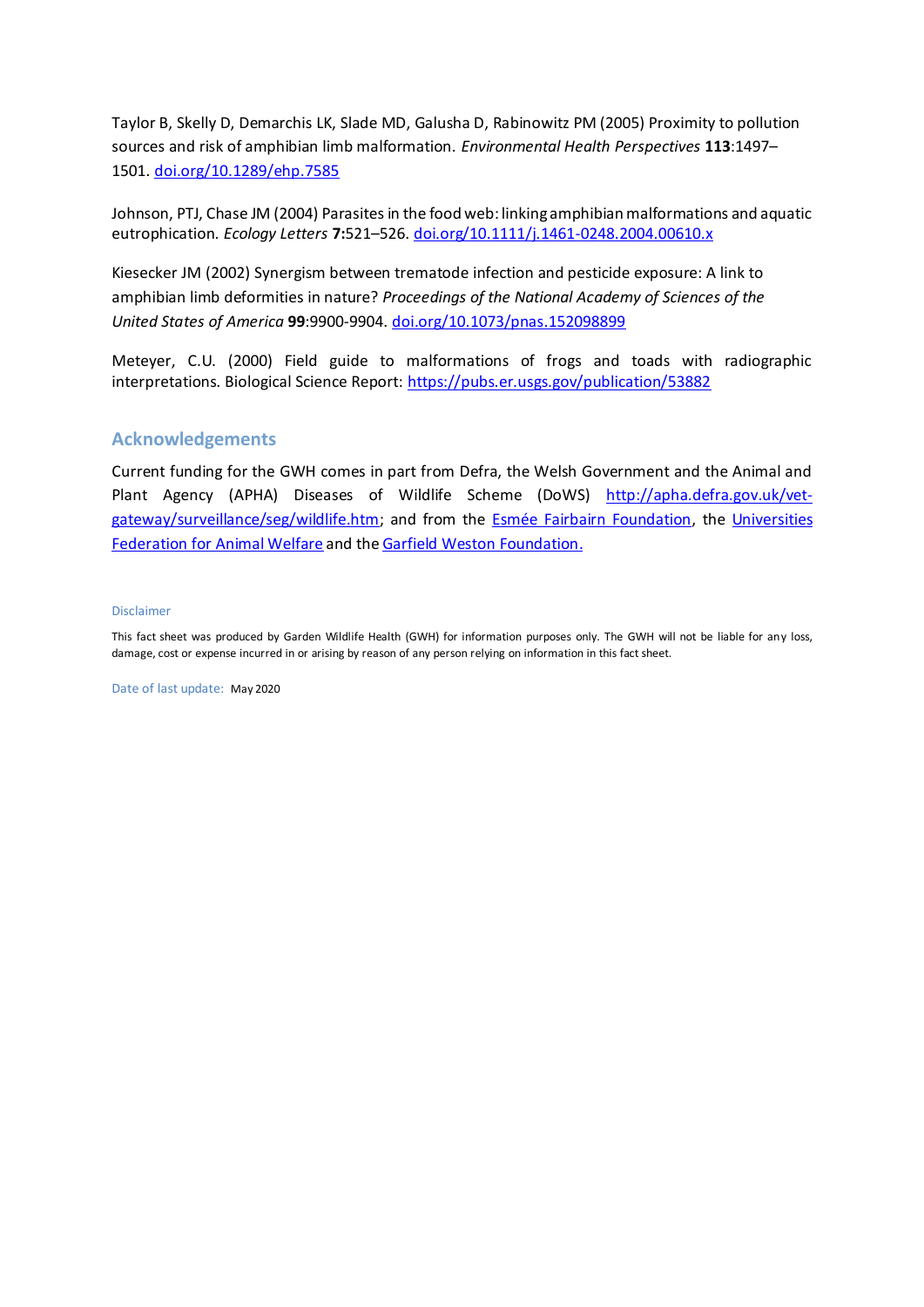Taylor B, Skelly D, Demarchis LK, Slade MD, Galusha D, Rabinowitz PM (2005) Proximity to pollution sources and risk of amphibian limb malformation. *Environmental Health Perspectives* **113**:1497–1501. [doi.org/10.1289/ehp.7585](https://doi.org/10.1289/ehp.7585)

Johnson, PTJ, Chase JM (2004) Parasites in the food web: linking amphibian malformations and aquatic eutrophication. *Ecology Letters* **7:**521–526. [doi.org/10.1111/j.1461-0248.2004.00610.x](https://doi.org/10.1111/j.1461-0248.2004.00610.x)

Kiesecker JM (2002) Synergism between trematode infection and pesticide exposure: A link to amphibian limb deformities in nature? *Proceedings of the National Academy of Sciences of the United States of America* **99**:9900-9904. [doi.org/10.1073/pnas.152098899](https://doi.org/10.1073/pnas.152098899)

Meteyer, C.U. (2000) Field guide to malformations of frogs and toads with radiographic interpretations. Biological Science Report: [https://pubs.er.usgs.gov/publication/53882](https://pubs.er.usgs.gov/publication/53882)

## Acknowledgements

Current funding for the GWH comes in part from Defra, the Welsh Government and the Animal and Plant Agency (APHA) Diseases of Wildlife Scheme (DoWS) [http://apha.defra.gov.uk/vet-gateway/surveillance/seg/wildlife.htm](http://apha.defra.gov.uk/vet-gateway/surveillance/seg/wildlife.htm); and from the Esmée Fairbairn Foundation, the Universities Federation for Animal Welfare and the Garfield Weston Foundation.

Disclaimer

This fact sheet was produced by Garden Wildlife Health (GWH) for information purposes only. The GWH will not be liable for any loss, damage, cost or expense incurred in or arising by reason of any person relying on information in this fact sheet.

Date of last update: May 2020